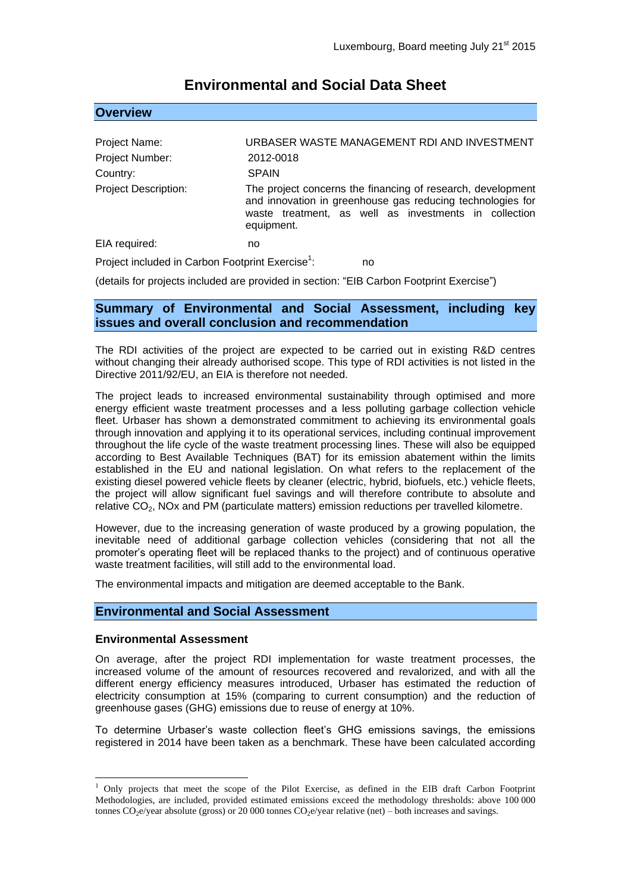Luxembourg, Board meeting July 21st 2015

# Environmental and Social Data Sheet

## Overview

| | |
|---|---|
| Project Name: | URBASER WASTE MANAGEMENT RDI AND INVESTMENT |
| Project Number: | 2012-0018 |
| Country: | SPAIN |
| Project Description: | The project concerns the financing of research, development and innovation in greenhouse gas reducing technologies for waste treatment, as well as investments in collection equipment. |
| EIA required: | no |

Project included in Carbon Footprint Exercise[1]: no

(details for projects included are provided in section: "EIB Carbon Footprint Exercise")

## Summary of Environmental and Social Assessment, including key issues and overall conclusion and recommendation

The RDI activities of the project are expected to be carried out in existing R&D centres without changing their already authorised scope. This type of RDI activities is not listed in the Directive 2011/92/EU, an EIA is therefore not needed.

The project leads to increased environmental sustainability through optimised and more energy efficient waste treatment processes and a less polluting garbage collection vehicle fleet. Urbaser has shown a demonstrated commitment to achieving its environmental goals through innovation and applying it to its operational services, including continual improvement throughout the life cycle of the waste treatment processing lines. These will also be equipped according to Best Available Techniques (BAT) for its emission abatement within the limits established in the EU and national legislation. On what refers to the replacement of the existing diesel powered vehicle fleets by cleaner (electric, hybrid, biofuels, etc.) vehicle fleets, the project will allow significant fuel savings and will therefore contribute to absolute and relative $CO_2$, NOx and PM (particulate matters) emission reductions per travelled kilometre.

However, due to the increasing generation of waste produced by a growing population, the inevitable need of additional garbage collection vehicles (considering that not all the promoter's operating fleet will be replaced thanks to the project) and of continuous operative waste treatment facilities, will still add to the environmental load.

The environmental impacts and mitigation are deemed acceptable to the Bank.

## Environmental and Social Assessment

### Environmental Assessment

On average, after the project RDI implementation for waste treatment processes, the increased volume of the amount of resources recovered and revalorized, and with all the different energy efficiency measures introduced, Urbaser has estimated the reduction of electricity consumption at 15% (comparing to current consumption) and the reduction of greenhouse gases (GHG) emissions due to reuse of energy at 10%.

To determine Urbaser's waste collection fleet's GHG emissions savings, the emissions registered in 2014 have been taken as a benchmark. These have been calculated according

[1] Only projects that meet the scope of the Pilot Exercise, as defined in the EIB draft Carbon Footprint Methodologies, are included, provided estimated emissions exceed the methodology thresholds: above 100 000 tonnes $CO_2e$/year absolute (gross) or 20 000 tonnes $CO_2e$/year relative (net) – both increases and savings.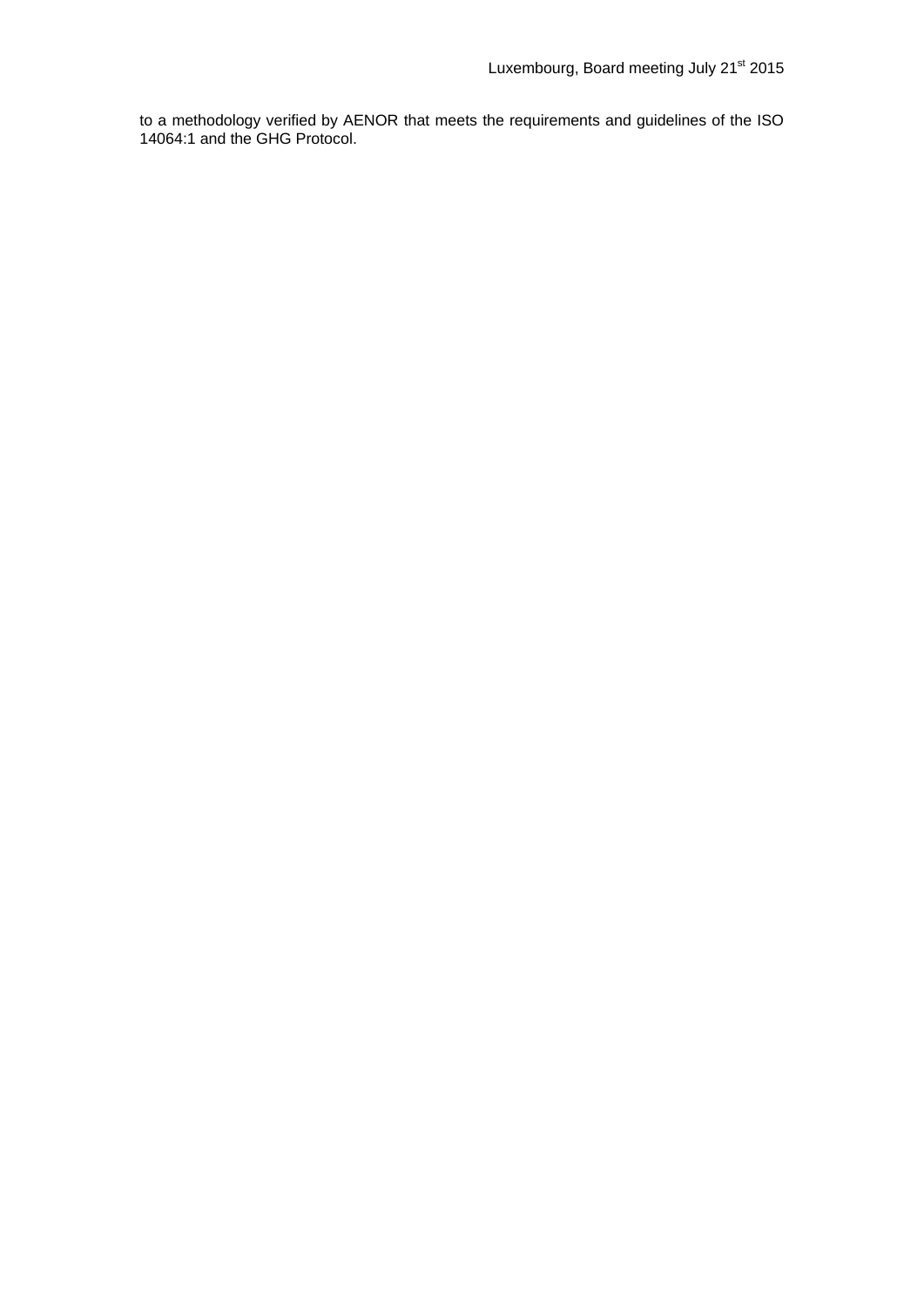to a methodology verified by AENOR that meets the requirements and guidelines of the ISO 14064:1 and the GHG Protocol.